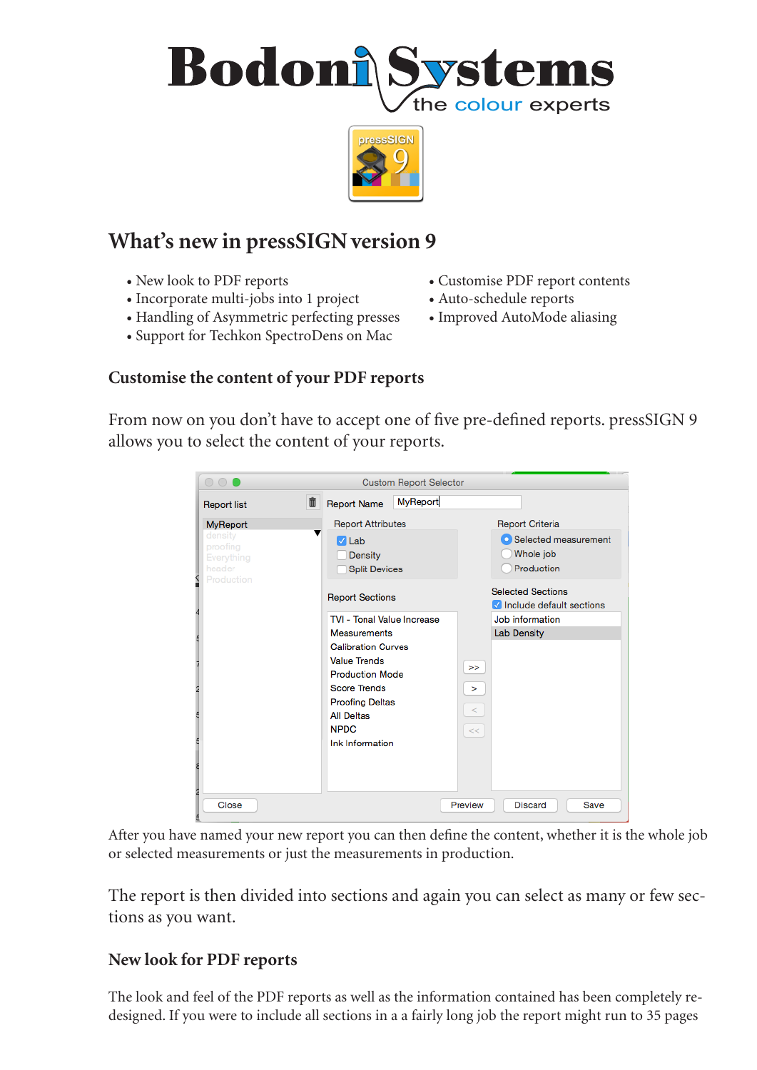# Bodoni Systems

the colour experts

## What's new in pressSIGN version 9

- New look to PDF reports
- Incorporate multi-jobs into 1 project
- Handling of Asymmetric perfecting presses
- Support for Techkon SpectroDens on Mac
- Customise PDF report contents
- Auto-schedule reports
- Improved AutoMode aliasing

### Customise the content of your PDF reports

From now on you don't have to accept one of five pre-defined reports. pressSIGN 9 allows you to select the content of your reports.

After you have named your new report you can then define the content, whether it is the whole job or selected measurements or just the measurements in production.

The report is then divided into sections and again you can select as many or few sections as you want.

### New look for PDF reports

The look and feel of the PDF reports as well as the information contained has been completely redesigned. If you were to include all sections in a a fairly long job the report might run to 35 pages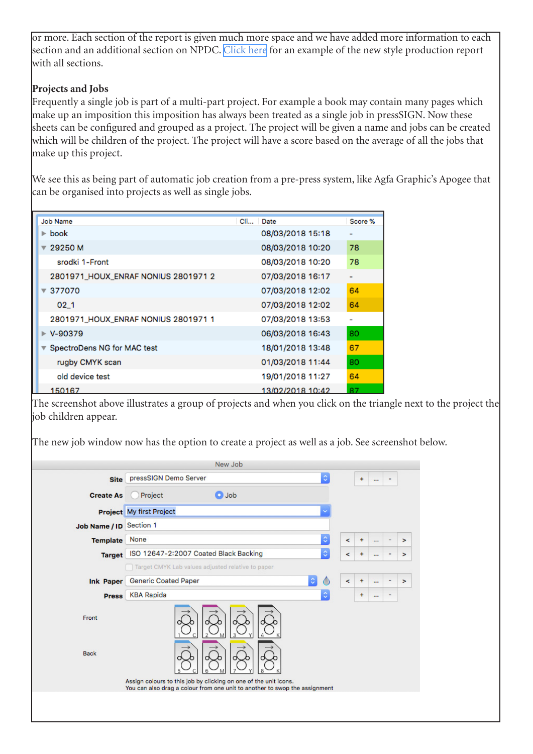or more. Each section of the report is given much more space and we have added more information to each section and an additional section on NPDC. Click here for an example of the new style production report with all sections.

**Projects and Jobs**

Frequently a single job is part of a multi-part project. For example a book may contain many pages which make up an imposition this imposition has always been treated as a single job in pressSIGN. Now these sheets can be configured and grouped as a project. The project will be given a name and jobs can be created which will be children of the project. The project will have a score based on the average of all the jobs that make up this project.

We see this as being part of automatic job creation from a pre-press system, like Agfa Graphic's Apogee that can be organised into projects as well as single jobs.

| Job Name | Cli... | Date | Score % |
|---|---|---|---|
| ▶ book | | 08/03/2018 15:18 | - |
| ▼ 29250 M | | 08/03/2018 10:20 | 78 |
| srodki 1-Front | | 08/03/2018 10:20 | 78 |
| 2801971_HOUX_ENRAF NONIUS 2801971 2 | | 07/03/2018 16:17 | - |
| ▼ 377070 | | 07/03/2018 12:02 | 64 |
| 02_1 | | 07/03/2018 12:02 | 64 |
| 2801971_HOUX_ENRAF NONIUS 2801971 1 | | 07/03/2018 13:53 | - |
| ▶ V-90379 | | 06/03/2018 16:43 | 80 |
| ▼ SpectroDens NG for MAC test | | 18/01/2018 13:48 | 67 |
| rugby CMYK scan | | 01/03/2018 11:44 | 80 |
| old device test | | 19/01/2018 11:27 | 64 |
| 150167 | | 13/02/2018 10:42 | 87 |

The screenshot above illustrates a group of projects and when you click on the triangle next to the project the job children appear.

The new job window now has the option to create a project as well as a job. See screenshot below.

New Job

- **Site**: pressSIGN Demo Server
- **Create As**: Project / Job
- **Project**: My first Project
- **Job Name / ID**: Section 1
- **Template**: None
- **Target**: ISO 12647-2:2007 Coated Black Backing
- Target CMYK Lab values adjusted relative to paper
- **Ink Paper**: Generic Coated Paper
- **Press**: KBA Rapida
- Front: 1 C, 2 M, 3 Y, 4 K
- Back: 5 C, 6 M, 7 Y, 8 K

Assign colours to this job by clicking on one of the unit icons.
You can also drag a colour from one unit to another to swop the assignment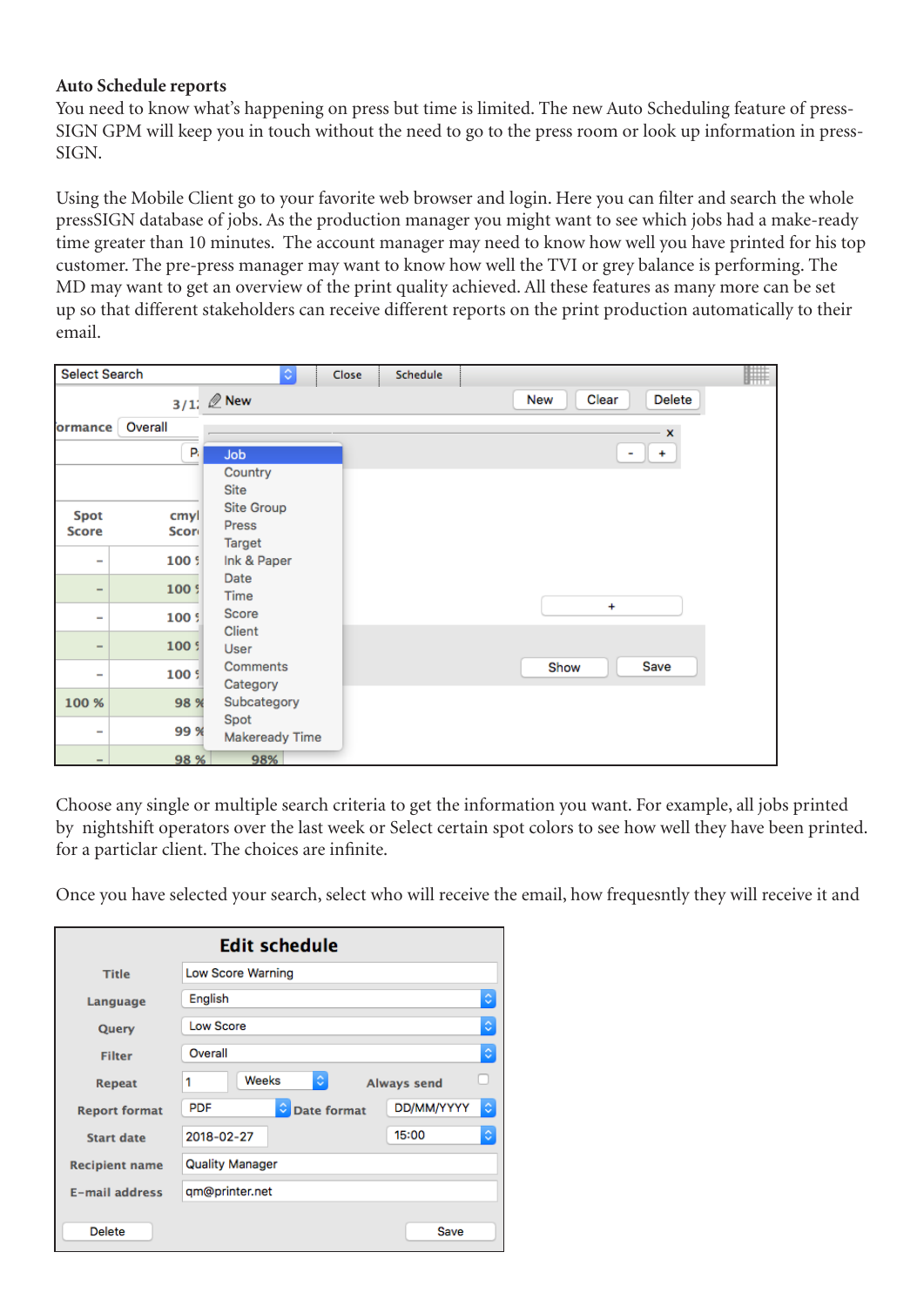**Auto Schedule reports**

You need to know what's happening on press but time is limited. The new Auto Scheduling feature of pressSIGN GPM will keep you in touch without the need to go to the press room or look up information in pressSIGN.

Using the Mobile Client go to your favorite web browser and login. Here you can filter and search the whole pressSIGN database of jobs. As the production manager you might want to see which jobs had a make-ready time greater than 10 minutes. The account manager may need to know how well you have printed for his top customer. The pre-press manager may want to know how well the TVI or grey balance is performing. The MD may want to get an overview of the print quality achieved. All these features as many more can be set up so that different stakeholders can receive different reports on the print production automatically to their email.

Choose any single or multiple search criteria to get the information you want. For example, all jobs printed by nightshift operators over the last week or Select certain spot colors to see how well they have been printed. for a particlar client. The choices are infinite.

Once you have selected your search, select who will receive the email, how frequesntly they will receive it and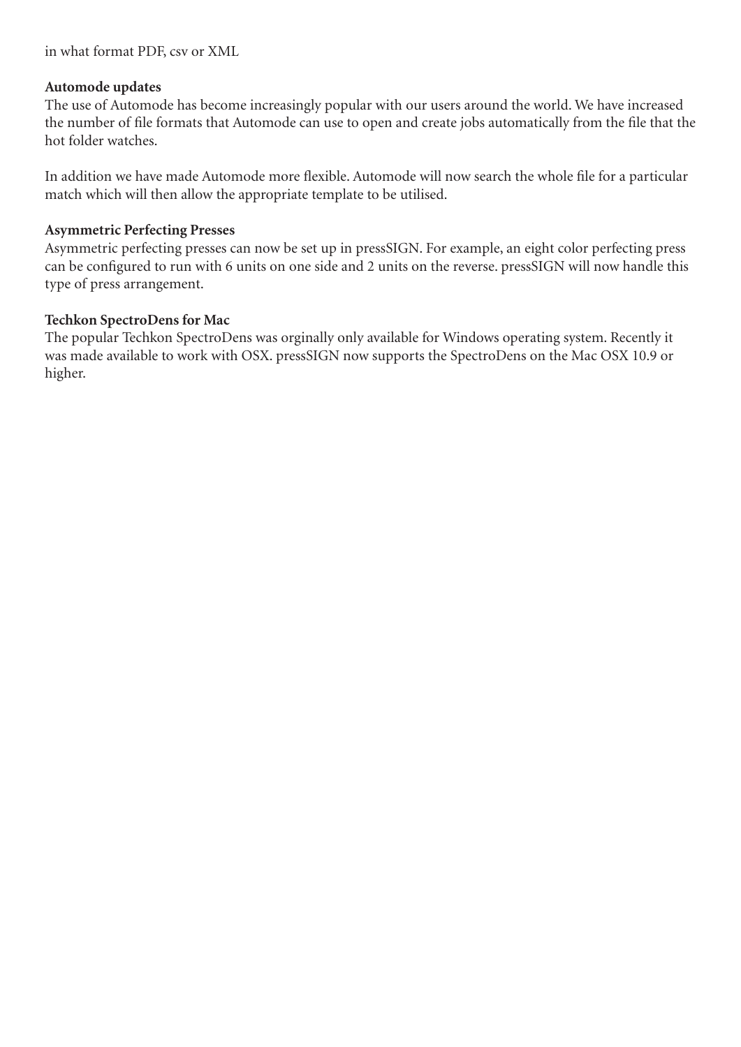in what format PDF, csv or XML

**Automode updates**
The use of Automode has become increasingly popular with our users around the world. We have increased the number of file formats that Automode can use to open and create jobs automatically from the file that the hot folder watches.

In addition we have made Automode more flexible. Automode will now search the whole file for a particular match which will then allow the appropriate template to be utilised.

**Asymmetric Perfecting Presses**
Asymmetric perfecting presses can now be set up in pressSIGN. For example, an eight color perfecting press can be configured to run with 6 units on one side and 2 units on the reverse. pressSIGN will now handle this type of press arrangement.

**Techkon SpectroDens for Mac**
The popular Techkon SpectroDens was orginally only available for Windows operating system. Recently it was made available to work with OSX. pressSIGN now supports the SpectroDens on the Mac OSX 10.9 or higher.